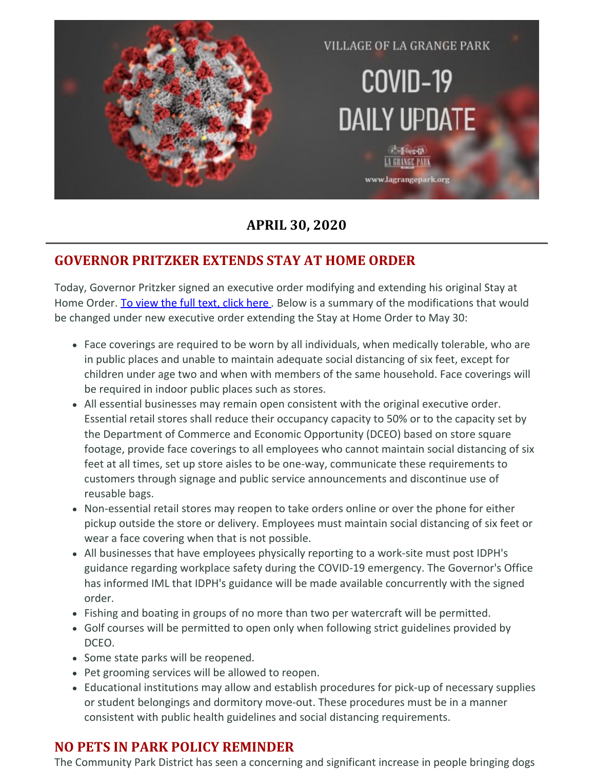VILLAGE OF LA GRANGE PARK

COVID-19 DAILY UPDATE

www.lagrangepark.org

## APRIL 30, 2020

## GOVERNOR PRITZKER EXTENDS STAY AT HOME ORDER

Today, Governor Pritzker signed an executive order modifying and extending his original Stay at Home Order. To view the full text, click here . Below is a summary of the modifications that would be changed under new executive order extending the Stay at Home Order to May 30:

- Face coverings are required to be worn by all individuals, when medically tolerable, who are in public places and unable to maintain adequate social distancing of six feet, except for children under age two and when with members of the same household. Face coverings will be required in indoor public places such as stores.
- All essential businesses may remain open consistent with the original executive order. Essential retail stores shall reduce their occupancy capacity to 50% or to the capacity set by the Department of Commerce and Economic Opportunity (DCEO) based on store square footage, provide face coverings to all employees who cannot maintain social distancing of six feet at all times, set up store aisles to be one-way, communicate these requirements to customers through signage and public service announcements and discontinue use of reusable bags.
- Non-essential retail stores may reopen to take orders online or over the phone for either pickup outside the store or delivery. Employees must maintain social distancing of six feet or wear a face covering when that is not possible.
- All businesses that have employees physically reporting to a work-site must post IDPH's guidance regarding workplace safety during the COVID-19 emergency. The Governor's Office has informed IML that IDPH's guidance will be made available concurrently with the signed order.
- Fishing and boating in groups of no more than two per watercraft will be permitted.
- Golf courses will be permitted to open only when following strict guidelines provided by DCEO.
- Some state parks will be reopened.
- Pet grooming services will be allowed to reopen.
- Educational institutions may allow and establish procedures for pick-up of necessary supplies or student belongings and dormitory move-out. These procedures must be in a manner consistent with public health guidelines and social distancing requirements.

## NO PETS IN PARK POLICY REMINDER

The Community Park District has seen a concerning and significant increase in people bringing dogs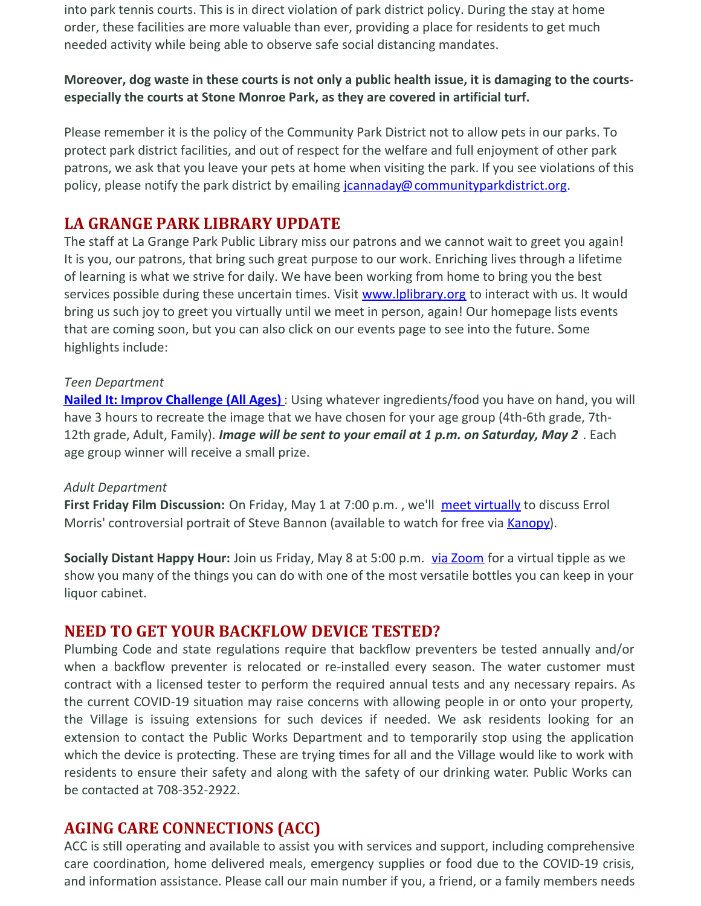into park tennis courts. This is in direct violation of park district policy. During the stay at home order, these facilities are more valuable than ever, providing a place for residents to get much needed activity while being able to observe safe social distancing mandates.

**Moreover, dog waste in these courts is not only a public health issue, it is damaging to the courts- especially the courts at Stone Monroe Park, as they are covered in artificial turf.**

Please remember it is the policy of the Community Park District not to allow pets in our parks. To protect park district facilities, and out of respect for the welfare and full enjoyment of other park patrons, we ask that you leave your pets at home when visiting the park. If you see violations of this policy, please notify the park district by emailing jcannaday@communityparkdistrict.org.

## LA GRANGE PARK LIBRARY UPDATE

The staff at La Grange Park Public Library miss our patrons and we cannot wait to greet you again! It is you, our patrons, that bring such great purpose to our work. Enriching lives through a lifetime of learning is what we strive for daily. We have been working from home to bring you the best services possible during these uncertain times. Visit www.lplibrary.org to interact with us. It would bring us such joy to greet you virtually until we meet in person, again! Our homepage lists events that are coming soon, but you can also click on our events page to see into the future. Some highlights include:

*Teen Department*

**Nailed It: Improv Challenge (All Ages)** : Using whatever ingredients/food you have on hand, you will have 3 hours to recreate the image that we have chosen for your age group (4th-6th grade, 7th-12th grade, Adult, Family). ***Image will be sent to your email at 1 p.m. on Saturday, May 2*** . Each age group winner will receive a small prize.

*Adult Department*

**First Friday Film Discussion:** On Friday, May 1 at 7:00 p.m. , we'll meet virtually to discuss Errol Morris' controversial portrait of Steve Bannon (available to watch for free via Kanopy).

**Socially Distant Happy Hour:** Join us Friday, May 8 at 5:00 p.m. via Zoom for a virtual tipple as we show you many of the things you can do with one of the most versatile bottles you can keep in your liquor cabinet.

## NEED TO GET YOUR BACKFLOW DEVICE TESTED?

Plumbing Code and state regulations require that backflow preventers be tested annually and/or when a backflow preventer is relocated or re-installed every season. The water customer must contract with a licensed tester to perform the required annual tests and any necessary repairs. As the current COVID-19 situation may raise concerns with allowing people in or onto your property, the Village is issuing extensions for such devices if needed. We ask residents looking for an extension to contact the Public Works Department and to temporarily stop using the application which the device is protecting. These are trying times for all and the Village would like to work with residents to ensure their safety and along with the safety of our drinking water. Public Works can be contacted at 708-352-2922.

## AGING CARE CONNECTIONS (ACC)

ACC is still operating and available to assist you with services and support, including comprehensive care coordination, home delivered meals, emergency supplies or food due to the COVID-19 crisis, and information assistance. Please call our main number if you, a friend, or a family members needs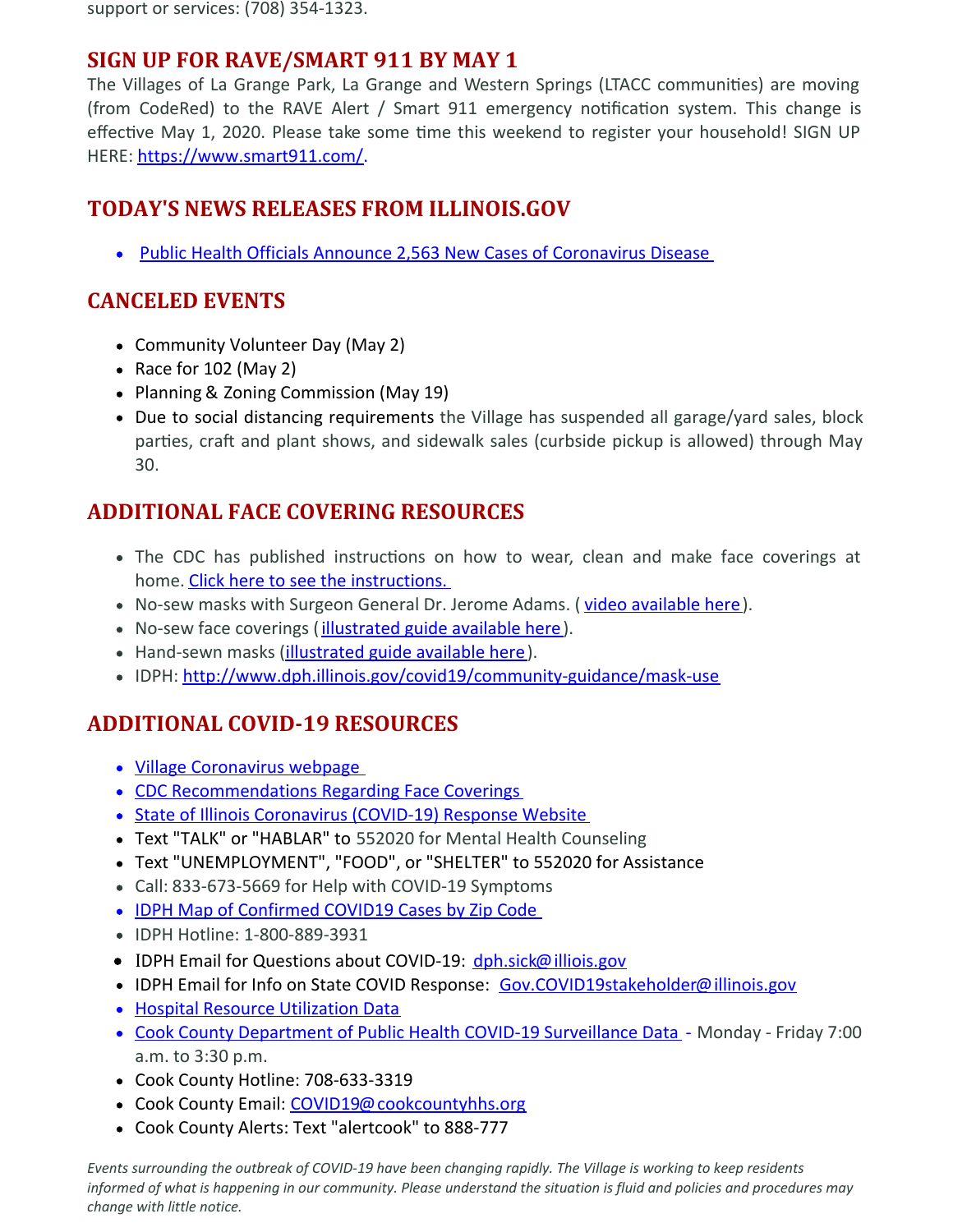support or services: (708) 354-1323.

## SIGN UP FOR RAVE/SMART 911 BY MAY 1

The Villages of La Grange Park, La Grange and Western Springs (LTACC communities) are moving (from CodeRed) to the RAVE Alert / Smart 911 emergency notification system. This change is effective May 1, 2020. Please take some time this weekend to register your household! SIGN UP HERE: https://www.smart911.com/.

## TODAY'S NEWS RELEASES FROM ILLINOIS.GOV

- Public Health Officials Announce 2,563 New Cases of Coronavirus Disease

## CANCELED EVENTS

- Community Volunteer Day (May 2)
- Race for 102 (May 2)
- Planning & Zoning Commission (May 19)
- Due to social distancing requirements the Village has suspended all garage/yard sales, block parties, craft and plant shows, and sidewalk sales (curbside pickup is allowed) through May 30.

## ADDITIONAL FACE COVERING RESOURCES

- The CDC has published instructions on how to wear, clean and make face coverings at home. Click here to see the instructions.
- No-sew masks with Surgeon General Dr. Jerome Adams. ( video available here).
- No-sew face coverings ( illustrated guide available here).
- Hand-sewn masks (illustrated guide available here).
- IDPH: http://www.dph.illinois.gov/covid19/community-guidance/mask-use

## ADDITIONAL COVID-19 RESOURCES

- Village Coronavirus webpage
- CDC Recommendations Regarding Face Coverings
- State of Illinois Coronavirus (COVID-19) Response Website
- Text "TALK" or "HABLAR" to 552020 for Mental Health Counseling
- Text "UNEMPLOYMENT", "FOOD", or "SHELTER" to 552020 for Assistance
- Call: 833-673-5669 for Help with COVID-19 Symptoms
- IDPH Map of Confirmed COVID19 Cases by Zip Code
- IDPH Hotline: 1-800-889-3931
- IDPH Email for Questions about COVID-19: dph.sick@ illiois.gov
- IDPH Email for Info on State COVID Response: Gov.COVID19stakeholder@ illinois.gov
- Hospital Resource Utilization Data
- Cook County Department of Public Health COVID-19 Surveillance Data - Monday - Friday 7:00 a.m. to 3:30 p.m.
- Cook County Hotline: 708-633-3319
- Cook County Email: COVID19@ cookcountyhhs.org
- Cook County Alerts: Text "alertcook" to 888-777

*Events surrounding the outbreak of COVID-19 have been changing rapidly. The Village is working to keep residents informed of what is happening in our community. Please understand the situation is fluid and policies and procedures may change with little notice.*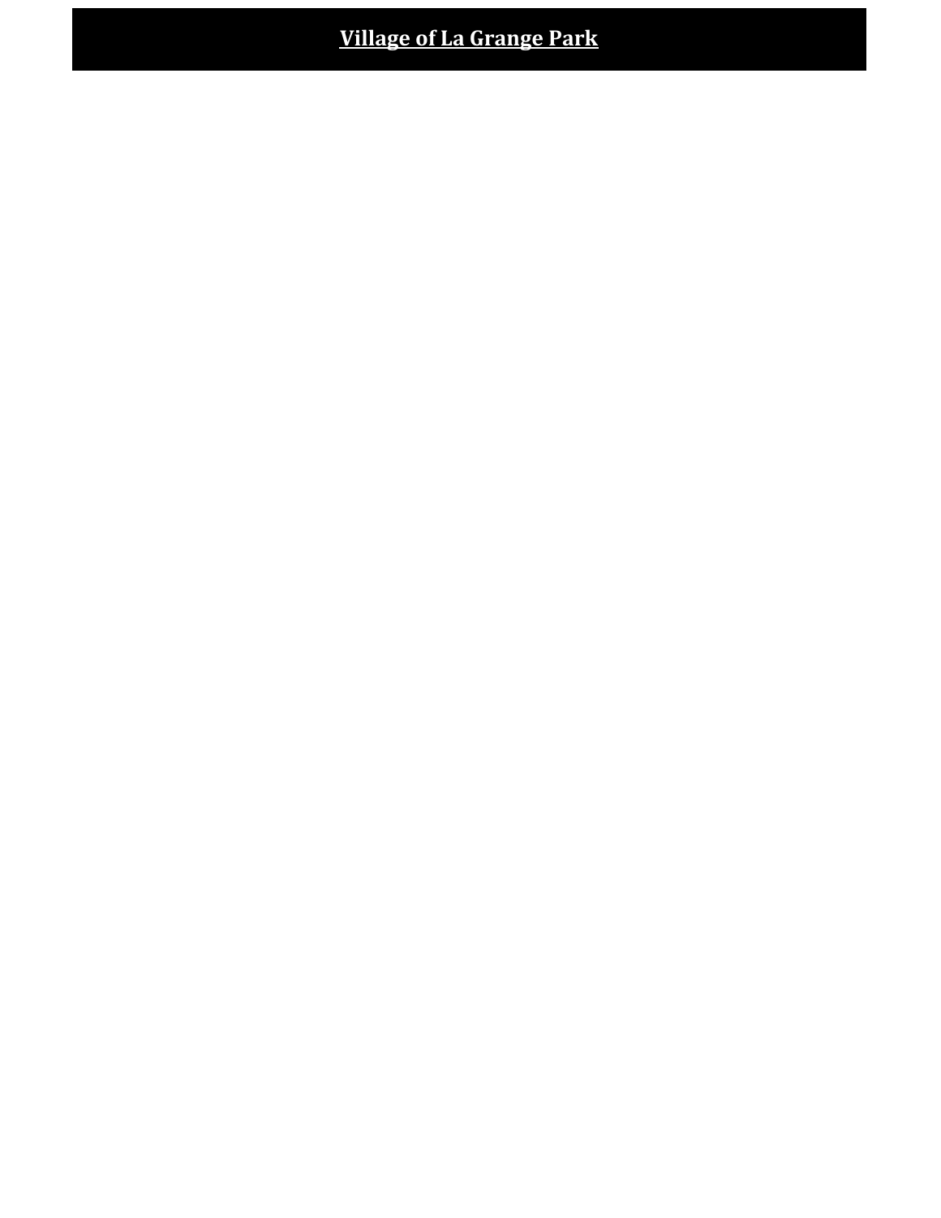# Village of La Grange Park